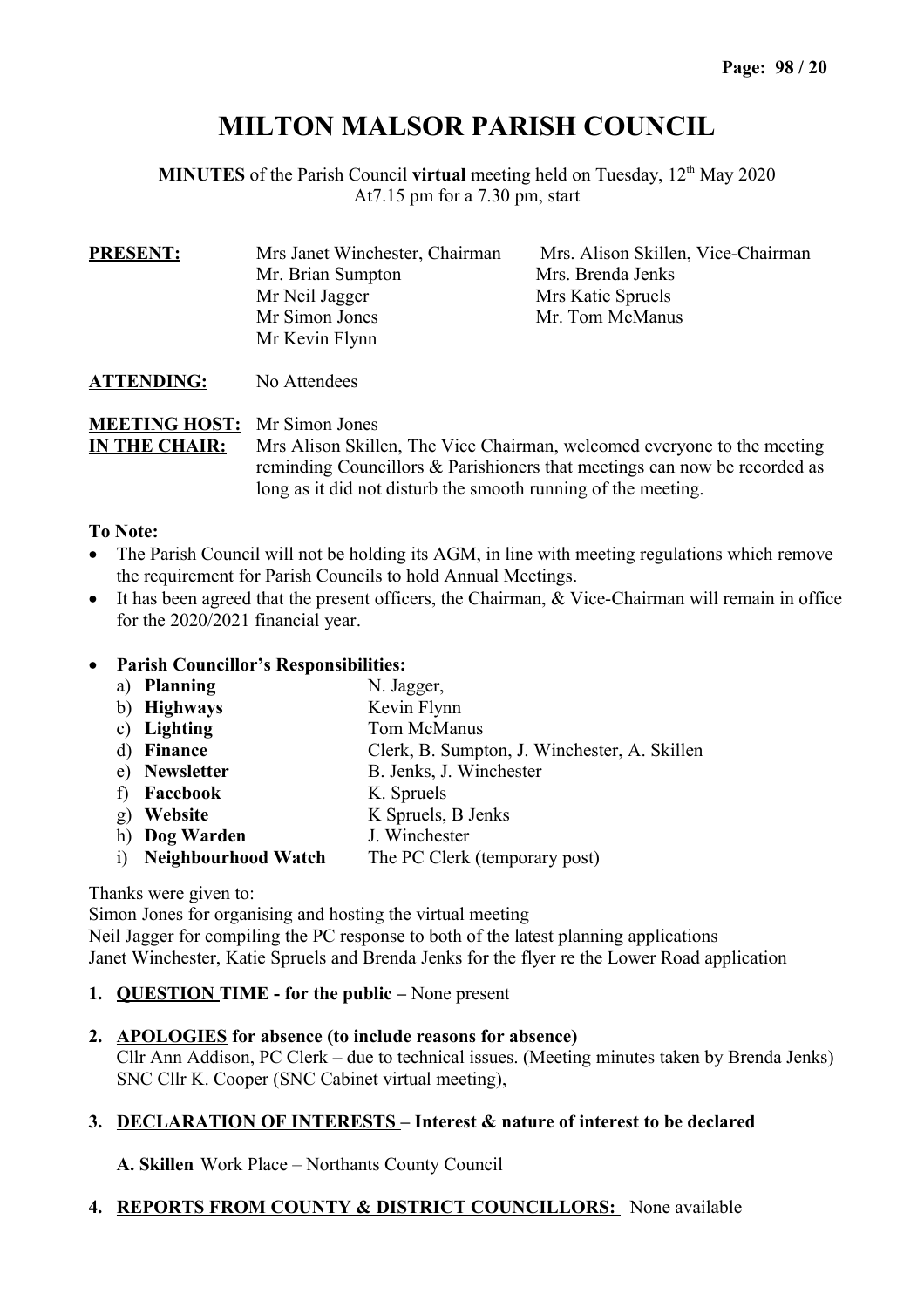# MILTON MALSOR PARISH COUNCIL

**MINUTES** of the Parish Council **virtual** meeting held on Tuesday, 12th May 2020
At7.15 pm for a 7.30 pm, start

| **PRESENT:** | Mrs Janet Winchester, Chairman | Mrs. Alison Skillen, Vice-Chairman |
|---|---|---|
| | Mr. Brian Sumpton | Mrs. Brenda Jenks |
| | Mr Neil Jagger | Mrs Katie Spruels |
| | Mr Simon Jones | Mr. Tom McManus |
| | Mr Kevin Flynn | |

**ATTENDING:** No Attendees

**MEETING HOST:** Mr Simon Jones

**IN THE CHAIR:** Mrs Alison Skillen, The Vice Chairman, welcomed everyone to the meeting reminding Councillors & Parishioners that meetings can now be recorded as long as it did not disturb the smooth running of the meeting.

**To Note:**

- The Parish Council will not be holding its AGM, in line with meeting regulations which remove the requirement for Parish Councils to hold Annual Meetings.
- It has been agreed that the present officers, the Chairman, & Vice-Chairman will remain in office for the 2020/2021 financial year.
- **Parish Councillor's Responsibilities:**
  a) **Planning** N. Jagger,
  b) **Highways** Kevin Flynn
  c) **Lighting** Tom McManus
  d) **Finance** Clerk, B. Sumpton, J. Winchester, A. Skillen
  e) **Newsletter** B. Jenks, J. Winchester
  f) **Facebook** K. Spruels
  g) **Website** K Spruels, B Jenks
  h) **Dog Warden** J. Winchester
  i) **Neighbourhood Watch** The PC Clerk (temporary post)

Thanks were given to:
Simon Jones for organising and hosting the virtual meeting
Neil Jagger for compiling the PC response to both of the latest planning applications
Janet Winchester, Katie Spruels and Brenda Jenks for the flyer re the Lower Road application

1. **QUESTION TIME - for the public –** None present

2. **APOLOGIES for absence (to include reasons for absence)**
   Cllr Ann Addison, PC Clerk – due to technical issues. (Meeting minutes taken by Brenda Jenks)
   SNC Cllr K. Cooper (SNC Cabinet virtual meeting),

3. **DECLARATION OF INTERESTS – Interest & nature of interest to be declared**

   **A. Skillen** Work Place – Northants County Council

4. **REPORTS FROM COUNTY & DISTRICT COUNCILLORS:** None available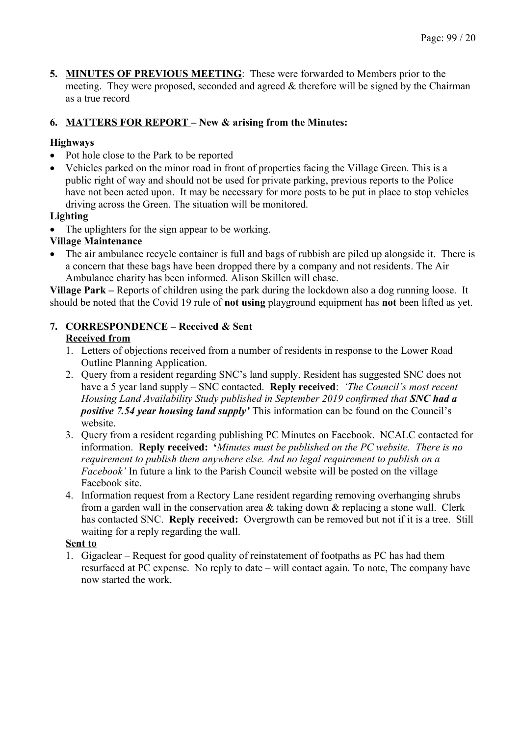5. **MINUTES OF PREVIOUS MEETING**: These were forwarded to Members prior to the meeting. They were proposed, seconded and agreed & therefore will be signed by the Chairman as a true record

6. **MATTERS FOR REPORT – New & arising from the Minutes:**

**Highways**

- Pot hole close to the Park to be reported
- Vehicles parked on the minor road in front of properties facing the Village Green. This is a public right of way and should not be used for private parking, previous reports to the Police have not been acted upon. It may be necessary for more posts to be put in place to stop vehicles driving across the Green. The situation will be monitored.

**Lighting**

- The uplighters for the sign appear to be working.

**Village Maintenance**

- The air ambulance recycle container is full and bags of rubbish are piled up alongside it. There is a concern that these bags have been dropped there by a company and not residents. The Air Ambulance charity has been informed. Alison Skillen will chase.

**Village Park –** Reports of children using the park during the lockdown also a dog running loose. It should be noted that the Covid 19 rule of **not using** playground equipment has **not** been lifted as yet.

7. **CORRESPONDENCE – Received & Sent**

**Received from**

1. Letters of objections received from a number of residents in response to the Lower Road Outline Planning Application.
2. Query from a resident regarding SNC's land supply. Resident has suggested SNC does not have a 5 year land supply – SNC contacted. **Reply received**: *'The Council's most recent Housing Land Availability Study published in September 2019 confirmed that **SNC had a positive 7.54 year housing land supply'*** This information can be found on the Council's website.
3. Query from a resident regarding publishing PC Minutes on Facebook. NCALC contacted for information. **Reply received:** *'Minutes must be published on the PC website. There is no requirement to publish them anywhere else. And no legal requirement to publish on a Facebook'* In future a link to the Parish Council website will be posted on the village Facebook site.
4. Information request from a Rectory Lane resident regarding removing overhanging shrubs from a garden wall in the conservation area & taking down & replacing a stone wall. Clerk has contacted SNC. **Reply received:** Overgrowth can be removed but not if it is a tree. Still waiting for a reply regarding the wall.

**Sent to**

1. Gigaclear – Request for good quality of reinstatement of footpaths as PC has had them resurfaced at PC expense. No reply to date – will contact again. To note, The company have now started the work.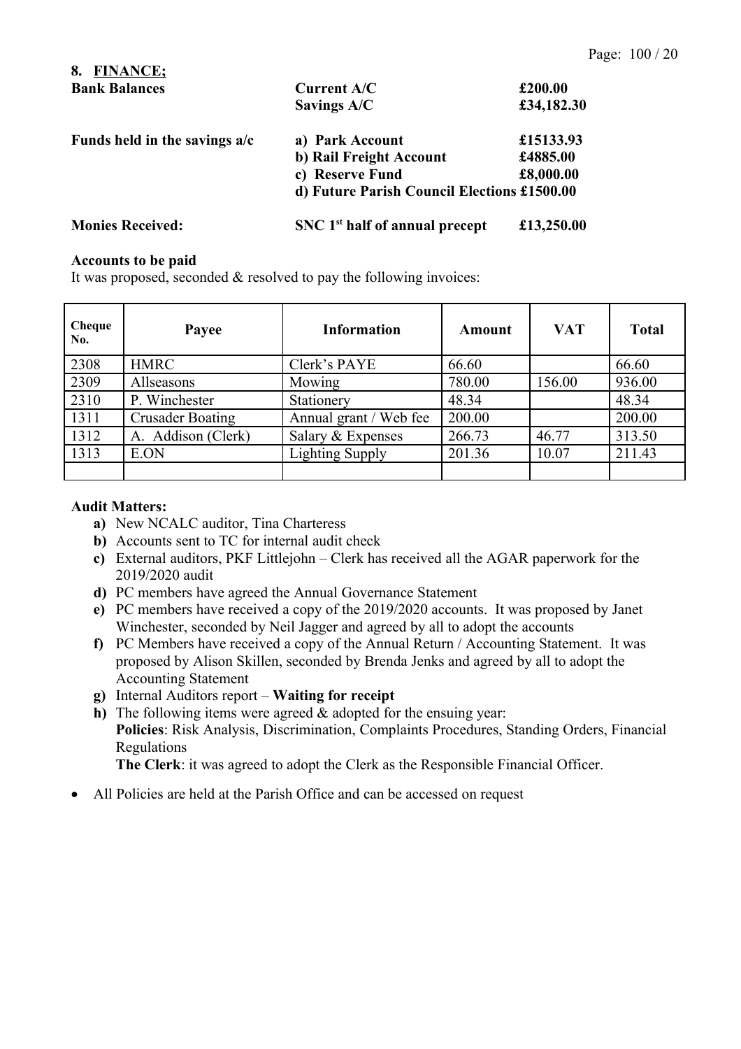## 8. FINANCE;

| | | |
|---|---|---|
| **Bank Balances** | **Current A/C** | **£200.00** |
| | **Savings A/C** | **£34,182.30** |
| **Funds held in the savings a/c** | **a) Park Account** | **£15133.93** |
| | **b) Rail Freight Account** | **£4885.00** |
| | **c) Reserve Fund** | **£8,000.00** |
| | **d) Future Parish Council Elections** | **£1500.00** |
| **Monies Received:** | **SNC 1st half of annual precept** | **£13,250.00** |

### Accounts to be paid

It was proposed, seconded & resolved to pay the following invoices:

| Cheque No. | Payee | Information | Amount | VAT | Total |
|---|---|---|---|---|---|
| 2308 | HMRC | Clerk's PAYE | 66.60 | | 66.60 |
| 2309 | Allseasons | Mowing | 780.00 | 156.00 | 936.00 |
| 2310 | P. Winchester | Stationery | 48.34 | | 48.34 |
| 1311 | Crusader Boating | Annual grant / Web fee | 200.00 | | 200.00 |
| 1312 | A. Addison (Clerk) | Salary & Expenses | 266.73 | 46.77 | 313.50 |
| 1313 | E.ON | Lighting Supply | 201.36 | 10.07 | 211.43 |
| | | | | | |

### Audit Matters:

- **a)** New NCALC auditor, Tina Charteress
- **b)** Accounts sent to TC for internal audit check
- **c)** External auditors, PKF Littlejohn – Clerk has received all the AGAR paperwork for the 2019/2020 audit
- **d)** PC members have agreed the Annual Governance Statement
- **e)** PC members have received a copy of the 2019/2020 accounts. It was proposed by Janet Winchester, seconded by Neil Jagger and agreed by all to adopt the accounts
- **f)** PC Members have received a copy of the Annual Return / Accounting Statement. It was proposed by Alison Skillen, seconded by Brenda Jenks and agreed by all to adopt the Accounting Statement
- **g)** Internal Auditors report – **Waiting for receipt**
- **h)** The following items were agreed & adopted for the ensuing year:
  **Policies**: Risk Analysis, Discrimination, Complaints Procedures, Standing Orders, Financial Regulations
  **The Clerk**: it was agreed to adopt the Clerk as the Responsible Financial Officer.

- All Policies are held at the Parish Office and can be accessed on request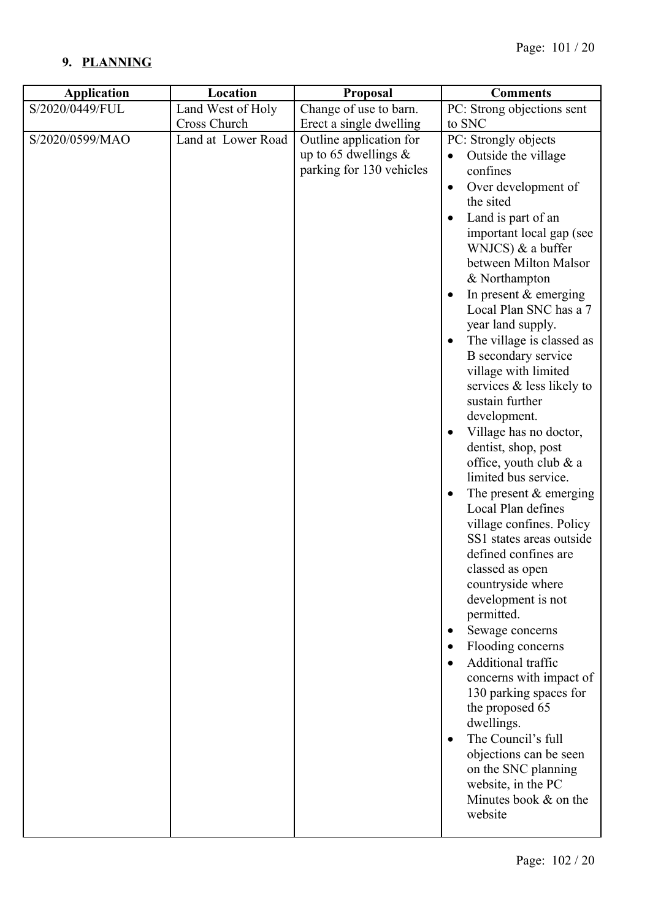## 9. PLANNING

| Application | Location | Proposal | Comments |
|---|---|---|---|
| S/2020/0449/FUL | Land West of Holy Cross Church | Change of use to barn. Erect a single dwelling | PC: Strong objections sent to SNC |
| S/2020/0599/MAO | Land at Lower Road | Outline application for up to 65 dwellings & parking for 130 vehicles | PC: Strongly objects<br>• Outside the village confines<br>• Over development of the sited<br>• Land is part of an important local gap (see WNJCS) & a buffer between Milton Malsor & Northampton<br>• In present & emerging Local Plan SNC has a 7 year land supply.<br>• The village is classed as B secondary service village with limited services & less likely to sustain further development.<br>• Village has no doctor, dentist, shop, post office, youth club & a limited bus service.<br>• The present & emerging Local Plan defines village confines. Policy SS1 states areas outside defined confines are classed as open countryside where development is not permitted.<br>• Sewage concerns<br>• Flooding concerns<br>• Additional traffic concerns with impact of 130 parking spaces for the proposed 65 dwellings.<br>• The Council's full objections can be seen on the SNC planning website, in the PC Minutes book & on the website |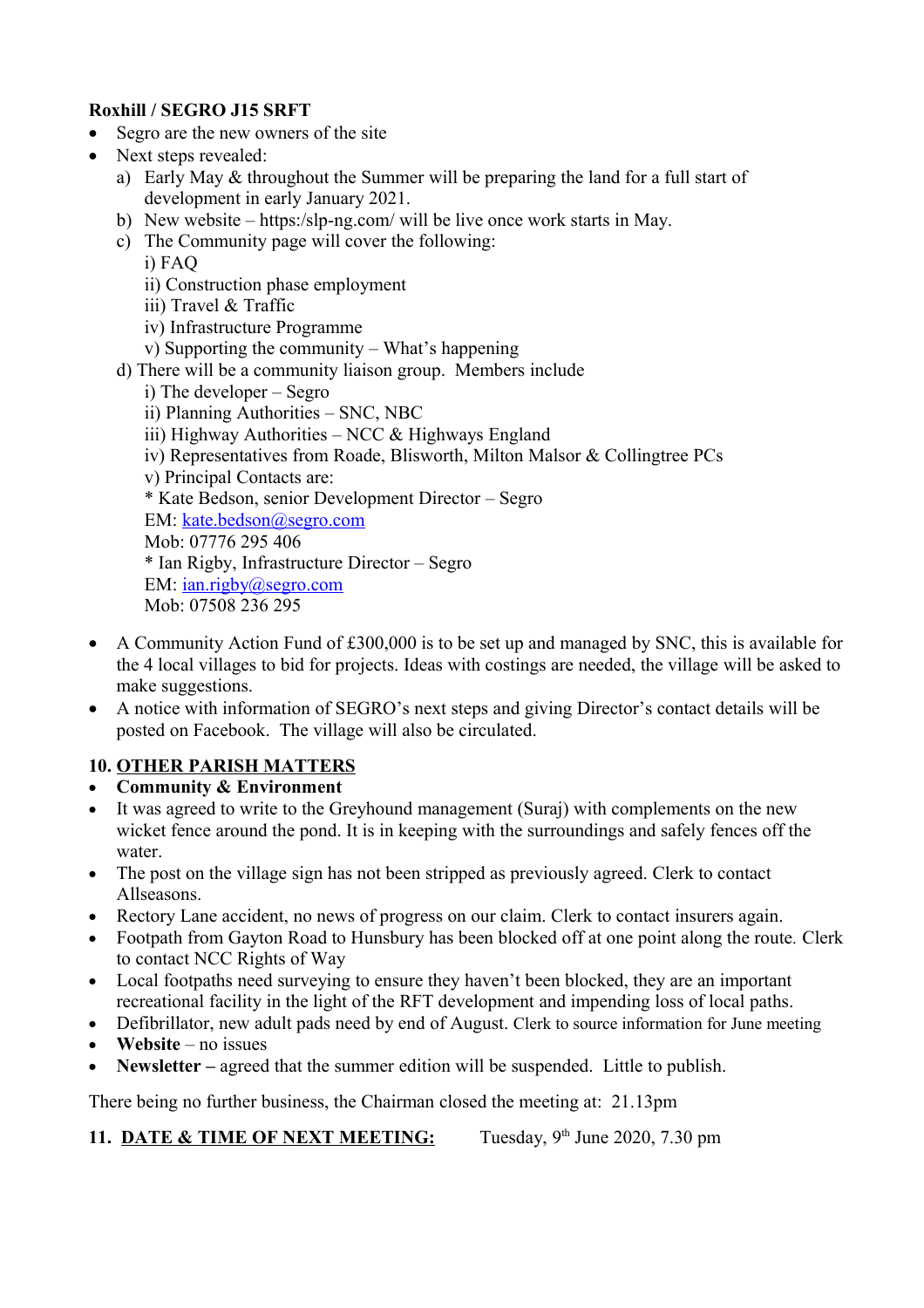**Roxhill / SEGRO J15 SRFT**

- Segro are the new owners of the site
- Next steps revealed:
  - a) Early May & throughout the Summer will be preparing the land for a full start of development in early January 2021.
  - b) New website – https:/slp-ng.com/ will be live once work starts in May.
  - c) The Community page will cover the following:
    - i) FAQ
    - ii) Construction phase employment
    - iii) Travel & Traffic
    - iv) Infrastructure Programme
    - v) Supporting the community – What's happening
  - d) There will be a community liaison group. Members include
    - i) The developer – Segro
    - ii) Planning Authorities – SNC, NBC
    - iii) Highway Authorities – NCC & Highways England
    - iv) Representatives from Roade, Blisworth, Milton Malsor & Collingtree PCs
    - v) Principal Contacts are:

      * Kate Bedson, senior Development Director – Segro
      EM: kate.bedson@segro.com
      Mob: 07776 295 406

      * Ian Rigby, Infrastructure Director – Segro
      EM: ian.rigby@segro.com
      Mob: 07508 236 295

- A Community Action Fund of £300,000 is to be set up and managed by SNC, this is available for the 4 local villages to bid for projects. Ideas with costings are needed, the village will be asked to make suggestions.
- A notice with information of SEGRO's next steps and giving Director's contact details will be posted on Facebook. The village will also be circulated.

## 10. OTHER PARISH MATTERS

- **Community & Environment**
- It was agreed to write to the Greyhound management (Suraj) with complements on the new wicket fence around the pond. It is in keeping with the surroundings and safely fences off the water.
- The post on the village sign has not been stripped as previously agreed. Clerk to contact Allseasons.
- Rectory Lane accident, no news of progress on our claim. Clerk to contact insurers again.
- Footpath from Gayton Road to Hunsbury has been blocked off at one point along the route. Clerk to contact NCC Rights of Way
- Local footpaths need surveying to ensure they haven't been blocked, they are an important recreational facility in the light of the RFT development and impending loss of local paths.
- Defibrillator, new adult pads need by end of August. Clerk to source information for June meeting
- **Website** – no issues
- **Newsletter –** agreed that the summer edition will be suspended. Little to publish.

There being no further business, the Chairman closed the meeting at: 21.13pm

## 11. DATE & TIME OF NEXT MEETING: Tuesday, 9th June 2020, 7.30 pm